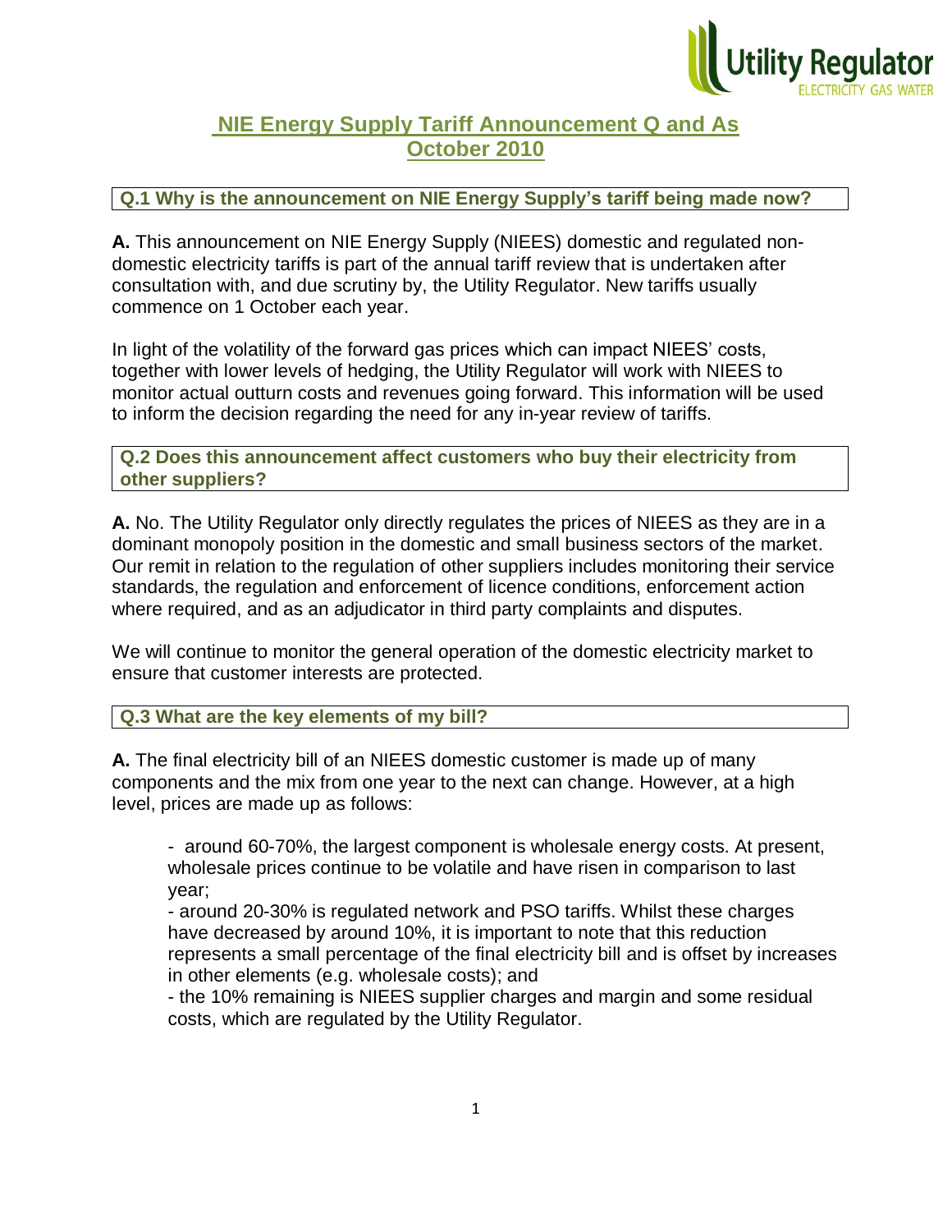# NIE Energy Supply Tariff Announcement Q and As October 2010

### Q.1 Why is the announcement on NIE Energy Supply's tariff being made now?

**A.** This announcement on NIE Energy Supply (NIEES) domestic and regulated non-domestic electricity tariffs is part of the annual tariff review that is undertaken after consultation with, and due scrutiny by, the Utility Regulator. New tariffs usually commence on 1 October each year.

In light of the volatility of the forward gas prices which can impact NIEES' costs, together with lower levels of hedging, the Utility Regulator will work with NIEES to monitor actual outturn costs and revenues going forward. This information will be used to inform the decision regarding the need for any in-year review of tariffs.

### Q.2 Does this announcement affect customers who buy their electricity from other suppliers?

**A.** No. The Utility Regulator only directly regulates the prices of NIEES as they are in a dominant monopoly position in the domestic and small business sectors of the market. Our remit in relation to the regulation of other suppliers includes monitoring their service standards, the regulation and enforcement of licence conditions, enforcement action where required, and as an adjudicator in third party complaints and disputes.

We will continue to monitor the general operation of the domestic electricity market to ensure that customer interests are protected.

### Q.3 What are the key elements of my bill?

**A.** The final electricity bill of an NIEES domestic customer is made up of many components and the mix from one year to the next can change. However, at a high level, prices are made up as follows:

- around 60-70%, the largest component is wholesale energy costs. At present, wholesale prices continue to be volatile and have risen in comparison to last year;
- around 20-30% is regulated network and PSO tariffs. Whilst these charges have decreased by around 10%, it is important to note that this reduction represents a small percentage of the final electricity bill and is offset by increases in other elements (e.g. wholesale costs); and
- the 10% remaining is NIEES supplier charges and margin and some residual costs, which are regulated by the Utility Regulator.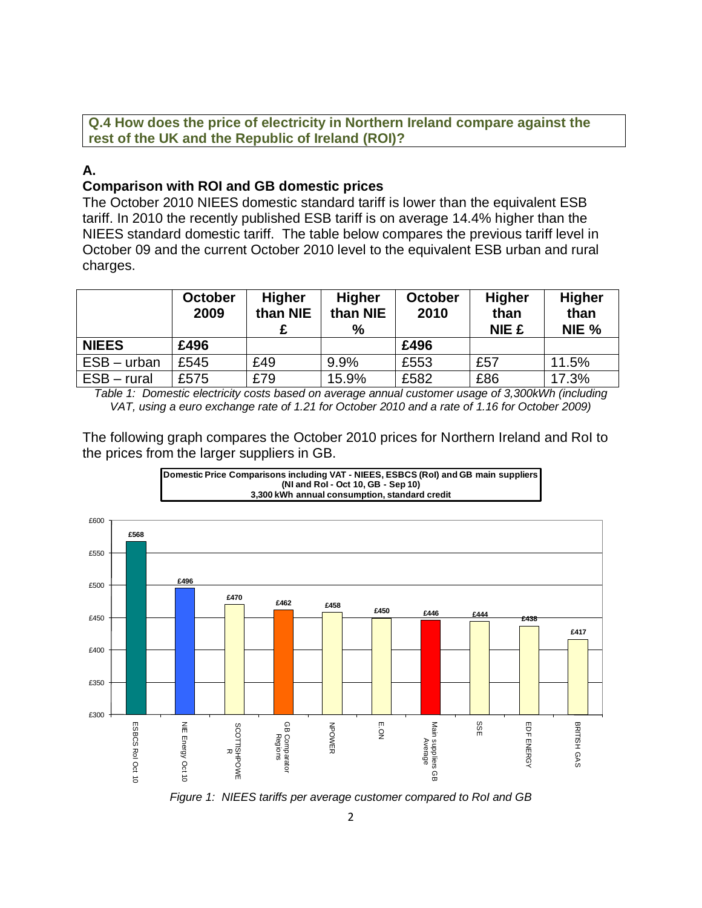**Q.4 How does the price of electricity in Northern Ireland compare against the rest of the UK and the Republic of Ireland (ROI)?**

**A.**

**Comparison with ROI and GB domestic prices**

The October 2010 NIEES domestic standard tariff is lower than the equivalent ESB tariff. In 2010 the recently published ESB tariff is on average 14.4% higher than the NIEES standard domestic tariff. The table below compares the previous tariff level in October 09 and the current October 2010 level to the equivalent ESB urban and rural charges.

| | October 2009 | Higher than NIE £ | Higher than NIE % | October 2010 | Higher than NIE £ | Higher than NIE % |
|---|---|---|---|---|---|---|
| **NIEES** | **£496** | | | **£496** | | |
| ESB – urban | £545 | £49 | 9.9% | £553 | £57 | 11.5% |
| ESB – rural | £575 | £79 | 15.9% | £582 | £86 | 17.3% |

*Table 1: Domestic electricity costs based on average annual customer usage of 3,300kWh (including VAT, using a euro exchange rate of 1.21 for October 2010 and a rate of 1.16 for October 2009)*

The following graph compares the October 2010 prices for Northern Ireland and RoI to the prices from the larger suppliers in GB.

**Domestic Price Comparisons including VAT - NIEES, ESBCS (RoI) and GB main suppliers (NI and RoI - Oct 10, GB - Sep 10) 3,300 kWh annual consumption, standard credit**

| Supplier | Price |
|---|---|
| ESBCS RoI Oct 10 | £568 |
| NIE Energy Oct 10 | £496 |
| SCOTTISHPOWER | £470 |
| GB Comparator Regions | £462 |
| NPOWER | £458 |
| E.ON | £450 |
| Main suppliers GB Average | £446 |
| SSE | £444 |
| EDF ENERGY | £438 |
| BRITISH GAS | £417 |

*Figure 1: NIEES tariffs per average customer compared to RoI and GB*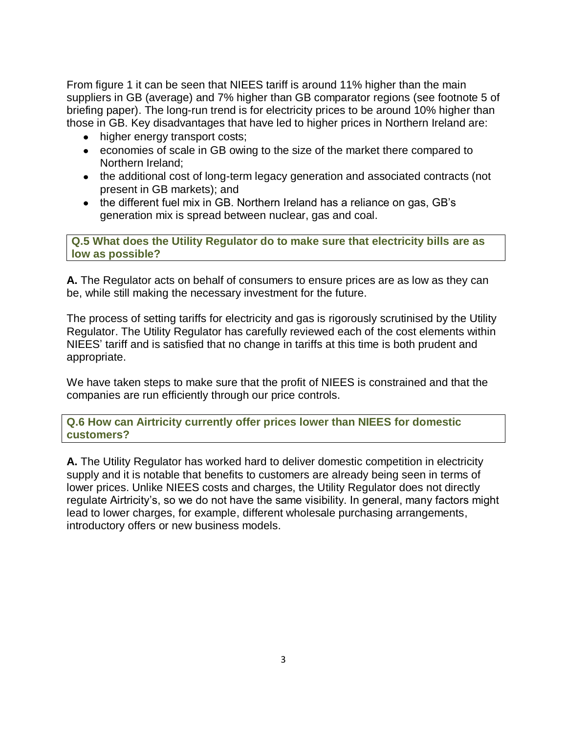From figure 1 it can be seen that NIEES tariff is around 11% higher than the main suppliers in GB (average) and 7% higher than GB comparator regions (see footnote 5 of briefing paper). The long-run trend is for electricity prices to be around 10% higher than those in GB. Key disadvantages that have led to higher prices in Northern Ireland are:

- higher energy transport costs;
- economies of scale in GB owing to the size of the market there compared to Northern Ireland;
- the additional cost of long-term legacy generation and associated contracts (not present in GB markets); and
- the different fuel mix in GB. Northern Ireland has a reliance on gas, GB's generation mix is spread between nuclear, gas and coal.

### Q.5 What does the Utility Regulator do to make sure that electricity bills are as low as possible?

**A.** The Regulator acts on behalf of consumers to ensure prices are as low as they can be, while still making the necessary investment for the future.

The process of setting tariffs for electricity and gas is rigorously scrutinised by the Utility Regulator. The Utility Regulator has carefully reviewed each of the cost elements within NIEES' tariff and is satisfied that no change in tariffs at this time is both prudent and appropriate.

We have taken steps to make sure that the profit of NIEES is constrained and that the companies are run efficiently through our price controls.

### Q.6 How can Airtricity currently offer prices lower than NIEES for domestic customers?

**A.** The Utility Regulator has worked hard to deliver domestic competition in electricity supply and it is notable that benefits to customers are already being seen in terms of lower prices. Unlike NIEES costs and charges, the Utility Regulator does not directly regulate Airtricity's, so we do not have the same visibility. In general, many factors might lead to lower charges, for example, different wholesale purchasing arrangements, introductory offers or new business models.